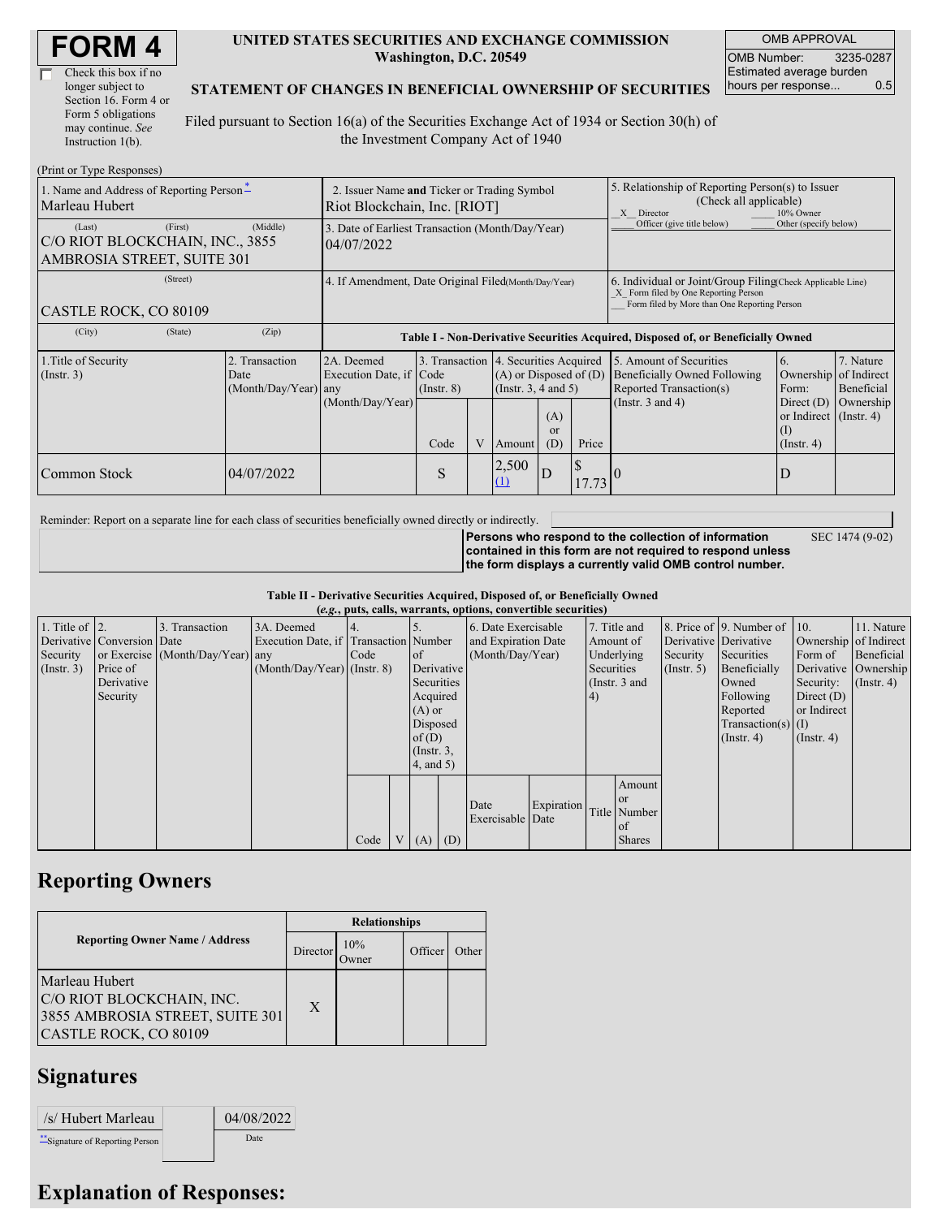# FORM 4

☐ Check this box if no longer subject to Section 16. Form 4 or Form 5 obligations may continue. *See* Instruction 1(b).

**UNITED STATES SECURITIES AND EXCHANGE COMMISSION**
**Washington, D.C. 20549**

**STATEMENT OF CHANGES IN BENEFICIAL OWNERSHIP OF SECURITIES**

Filed pursuant to Section 16(a) of the Securities Exchange Act of 1934 or Section 30(h) of the Investment Company Act of 1940

| OMB APPROVAL | |
|---|---|
| OMB Number: | 3235-0287 |
| Estimated average burden hours per response... | 0.5 |

(Print or Type Responses)

| 1. Name and Address of Reporting Person* | 2. Issuer Name and Ticker or Trading Symbol | 5. Relationship of Reporting Person(s) to Issuer (Check all applicable) |
|---|---|---|
| Marleau Hubert | Riot Blockchain, Inc. [RIOT] | _X_ Director ___ 10% Owner ___ Officer (give title below) ___ Other (specify below) |
| (Last) (First) (Middle) C/O RIOT BLOCKCHAIN, INC., 3855 AMBROSIA STREET, SUITE 301 | 3. Date of Earliest Transaction (Month/Day/Year) 04/07/2022 | |
| (Street) CASTLE ROCK, CO 80109 | 4. If Amendment, Date Original Filed(Month/Day/Year) | 6. Individual or Joint/Group Filing(Check Applicable Line) _X_ Form filed by One Reporting Person ___ Form filed by More than One Reporting Person |
| (City) (State) (Zip) | | |

**Table I - Non-Derivative Securities Acquired, Disposed of, or Beneficially Owned**

| 1.Title of Security (Instr. 3) | 2. Transaction Date (Month/Day/Year) | 2A. Deemed Execution Date, if any (Month/Day/Year) | 3. Transaction Code (Instr. 8) | | 4. Securities Acquired (A) or Disposed of (D) (Instr. 3, 4 and 5) | | | 5. Amount of Securities Beneficially Owned Following Reported Transaction(s) (Instr. 3 and 4) | 6. Ownership Form: Direct (D) or Indirect (I) (Instr. 4) | 7. Nature of Indirect Beneficial Ownership (Instr. 4) |
|---|---|---|---|---|---|---|---|---|---|---|
| | | | Code | V | Amount | (A) or (D) | Price | | | |
| Common Stock | 04/07/2022 | | S | | 2,500 (1) | D | $ 17.73 | 0 | D | |

Reminder: Report on a separate line for each class of securities beneficially owned directly or indirectly.

**Persons who respond to the collection of information contained in this form are not required to respond unless the form displays a currently valid OMB control number.** SEC 1474 (9-02)

**Table II - Derivative Securities Acquired, Disposed of, or Beneficially Owned**
**(*e.g.*, puts, calls, warrants, options, convertible securities)**

| 1. Title of Derivative Security (Instr. 3) | 2. Conversion or Exercise Price of Derivative Security | 3. Transaction Date (Month/Day/Year) | 3A. Deemed Execution Date, if any (Month/Day/Year) | 4. Transaction Code (Instr. 8) | | 5. Number of Derivative Securities Acquired (A) or Disposed of (D) (Instr. 3, 4, and 5) | | 6. Date Exercisable and Expiration Date (Month/Day/Year) | | 7. Title and Amount of Underlying Securities (Instr. 3 and 4) | | 8. Price of Derivative Security (Instr. 5) | 9. Number of Derivative Securities Beneficially Owned Following Reported Transaction(s) (Instr. 4) | 10. Ownership Form of Derivative Security: Direct (D) or Indirect (I) (Instr. 4) | 11. Nature of Indirect Beneficial Ownership (Instr. 4) |
|---|---|---|---|---|---|---|---|---|---|---|---|---|---|---|---|
| | | | | Code | V | (A) | (D) | Date Exercisable | Expiration Date | Title | Amount or Number of Shares | | | | |

## Reporting Owners

| Reporting Owner Name / Address | Relationships | | | |
|---|---|---|---|---|
| | Director | 10% Owner | Officer | Other |
| Marleau Hubert C/O RIOT BLOCKCHAIN, INC. 3855 AMBROSIA STREET, SUITE 301 CASTLE ROCK, CO 80109 | X | | | |

## Signatures

| /s/ Hubert Marleau | 04/08/2022 |
|---|---|
| **Signature of Reporting Person | Date |

## Explanation of Responses: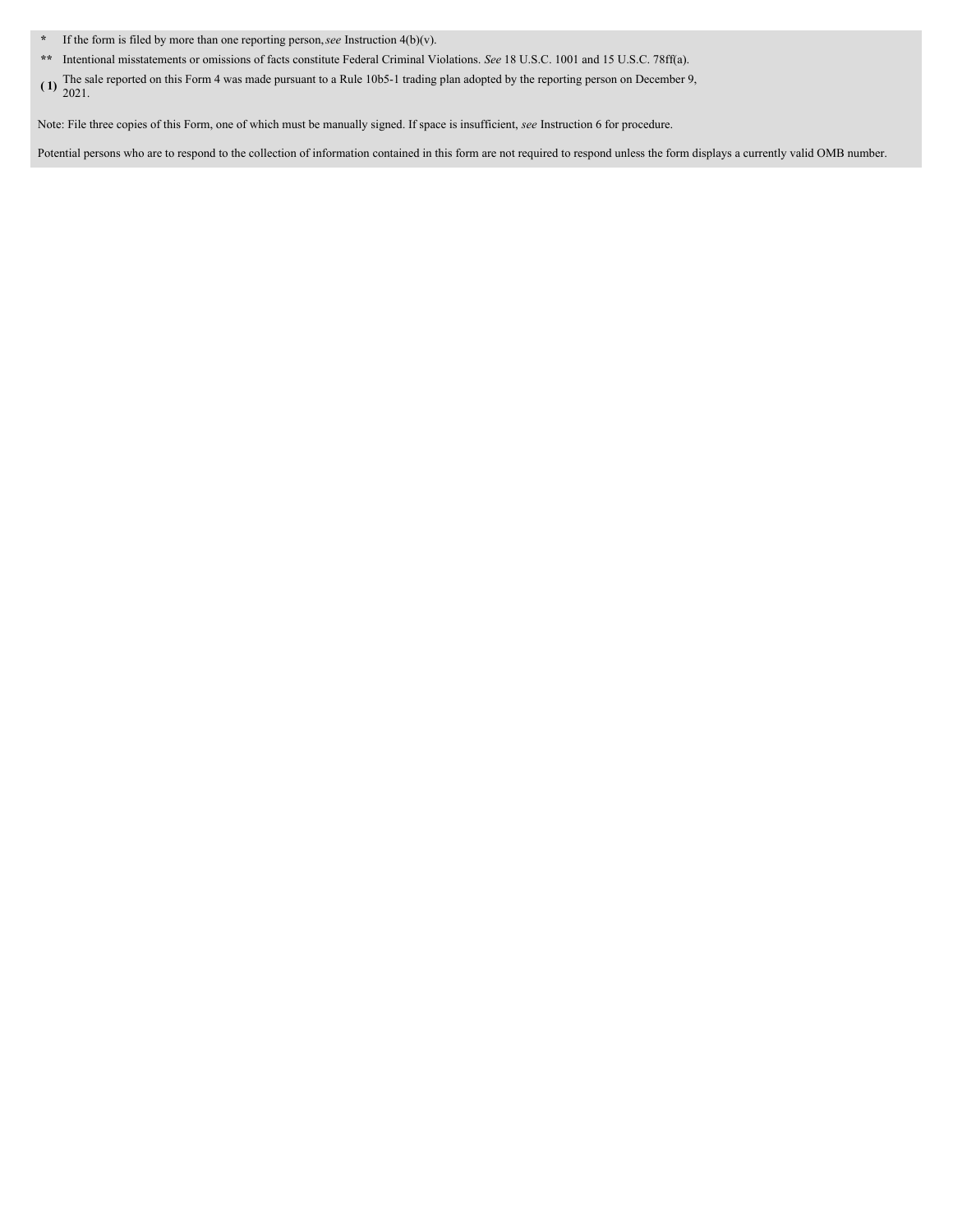\* If the form is filed by more than one reporting person, *see* Instruction 4(b)(v).

\*\* Intentional misstatements or omissions of facts constitute Federal Criminal Violations. *See* 18 U.S.C. 1001 and 15 U.S.C. 78ff(a).

**( 1)** The sale reported on this Form 4 was made pursuant to a Rule 10b5-1 trading plan adopted by the reporting person on December 9, 2021.

Note: File three copies of this Form, one of which must be manually signed. If space is insufficient, *see* Instruction 6 for procedure.

Potential persons who are to respond to the collection of information contained in this form are not required to respond unless the form displays a currently valid OMB number.